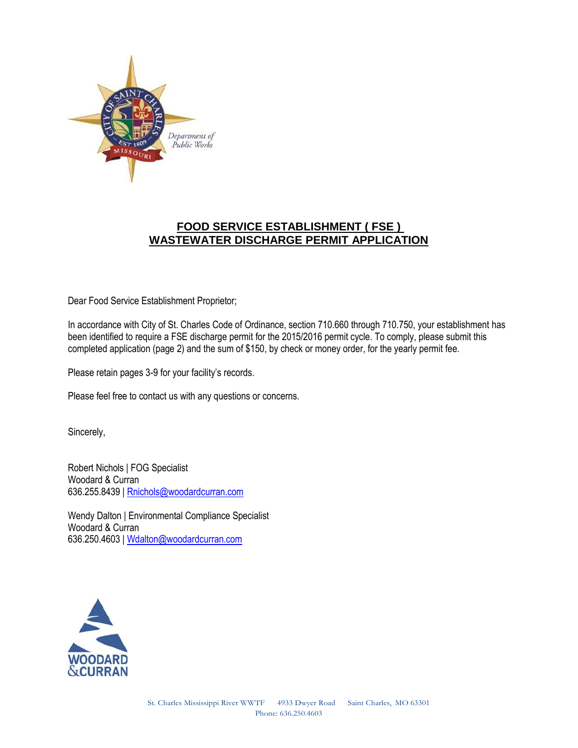Department of Public Works

# FOOD SERVICE ESTABLISHMENT ( FSE ) WASTEWATER DISCHARGE PERMIT APPLICATION

Dear Food Service Establishment Proprietor;

In accordance with City of St. Charles Code of Ordinance, section 710.660 through 710.750, your establishment has been identified to require a FSE discharge permit for the 2015/2016 permit cycle. To comply, please submit this completed application (page 2) and the sum of $150, by check or money order, for the yearly permit fee.

Please retain pages 3-9 for your facility's records.

Please feel free to contact us with any questions or concerns.

Sincerely,

Robert Nichols | FOG Specialist
Woodard & Curran
636.255.8439 | Rnichols@woodardcurran.com

Wendy Dalton | Environmental Compliance Specialist
Woodard & Curran
636.250.4603 | Wdalton@woodardcurran.com

WOODARD & CURRAN

St. Charles Mississippi River WWTF 4933 Dwyer Road Saint Charles, MO 63301
Phone: 636.250.4603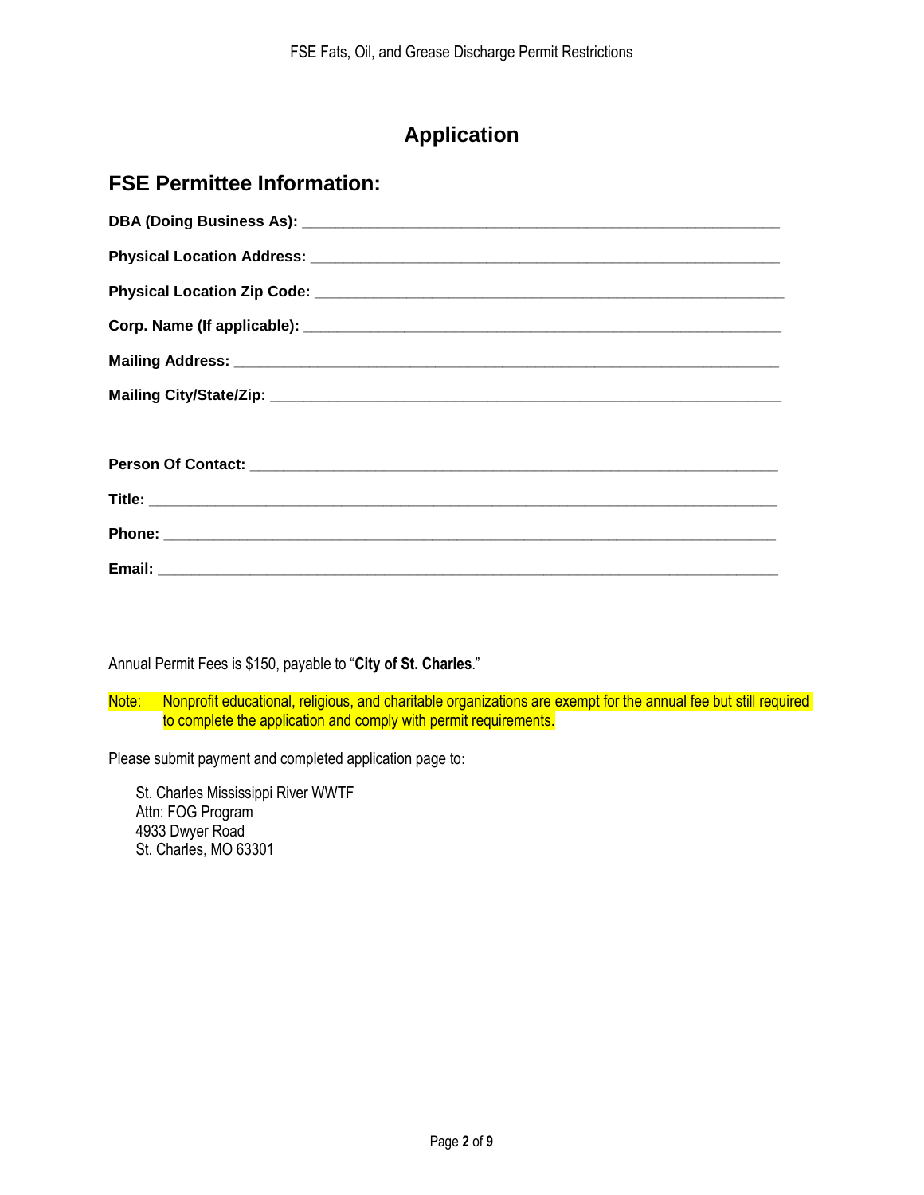# Application

## FSE Permittee Information:

**DBA (Doing Business As):** ___________________________________________________________

**Physical Location Address:** _________________________________________________________

**Physical Location Zip Code:** ________________________________________________________

**Corp. Name (If applicable):** ________________________________________________________

**Mailing Address:** _______________________________________________________________

**Mailing City/State/Zip:** __________________________________________________________

**Person Of Contact:** _____________________________________________________________

**Title:** _______________________________________________________________________

**Phone:** ______________________________________________________________________

**Email:** _______________________________________________________________________

Annual Permit Fees is $150, payable to "**City of St. Charles**."

Note: Nonprofit educational, religious, and charitable organizations are exempt for the annual fee but still required to complete the application and comply with permit requirements.

Please submit payment and completed application page to:

St. Charles Mississippi River WWTF
Attn: FOG Program
4933 Dwyer Road
St. Charles, MO 63301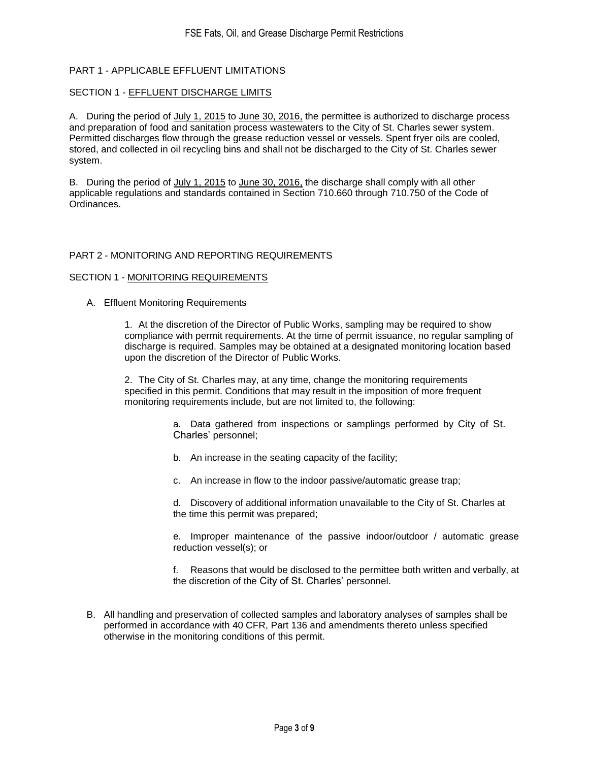## PART 1 - APPLICABLE EFFLUENT LIMITATIONS

### SECTION 1 - EFFLUENT DISCHARGE LIMITS

A. During the period of July 1, 2015 to June 30, 2016, the permittee is authorized to discharge process and preparation of food and sanitation process wastewaters to the City of St. Charles sewer system. Permitted discharges flow through the grease reduction vessel or vessels. Spent fryer oils are cooled, stored, and collected in oil recycling bins and shall not be discharged to the City of St. Charles sewer system.

B. During the period of July 1, 2015 to June 30, 2016, the discharge shall comply with all other applicable regulations and standards contained in Section 710.660 through 710.750 of the Code of Ordinances.

## PART 2 - MONITORING AND REPORTING REQUIREMENTS

### SECTION 1 - MONITORING REQUIREMENTS

A. Effluent Monitoring Requirements

1. At the discretion of the Director of Public Works, sampling may be required to show compliance with permit requirements. At the time of permit issuance, no regular sampling of discharge is required. Samples may be obtained at a designated monitoring location based upon the discretion of the Director of Public Works.

2. The City of St. Charles may, at any time, change the monitoring requirements specified in this permit. Conditions that may result in the imposition of more frequent monitoring requirements include, but are not limited to, the following:

   a. Data gathered from inspections or samplings performed by City of St. Charles' personnel;

   b. An increase in the seating capacity of the facility;

   c. An increase in flow to the indoor passive/automatic grease trap;

   d. Discovery of additional information unavailable to the City of St. Charles at the time this permit was prepared;

   e. Improper maintenance of the passive indoor/outdoor / automatic grease reduction vessel(s); or

   f. Reasons that would be disclosed to the permittee both written and verbally, at the discretion of the City of St. Charles' personnel.

B. All handling and preservation of collected samples and laboratory analyses of samples shall be performed in accordance with 40 CFR, Part 136 and amendments thereto unless specified otherwise in the monitoring conditions of this permit.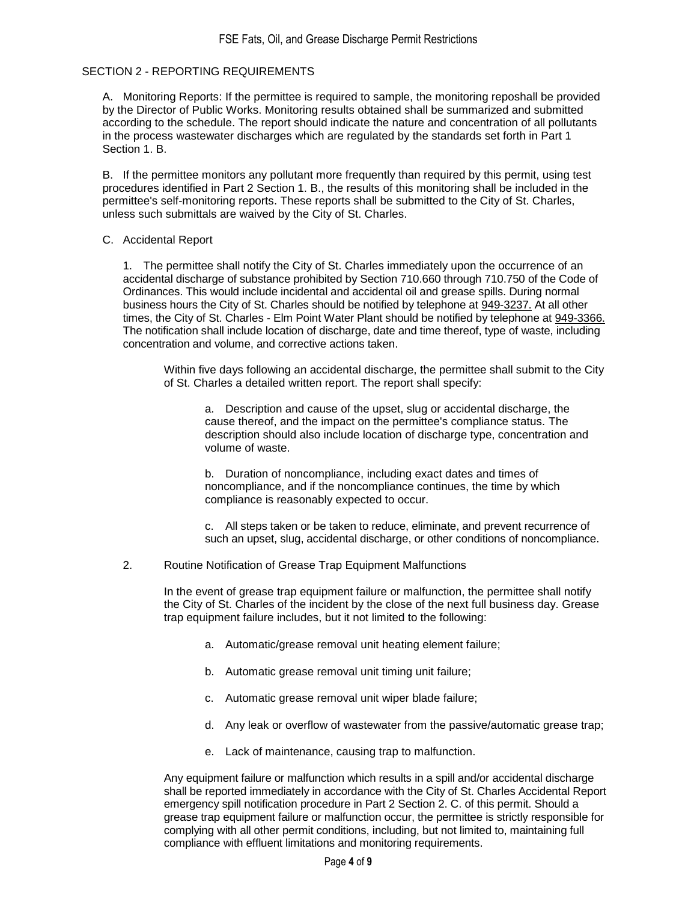## SECTION 2 - REPORTING REQUIREMENTS

A. Monitoring Reports: If the permittee is required to sample, the monitoring reposhall be provided by the Director of Public Works. Monitoring results obtained shall be summarized and submitted according to the schedule. The report should indicate the nature and concentration of all pollutants in the process wastewater discharges which are regulated by the standards set forth in Part 1 Section 1. B.

B. If the permittee monitors any pollutant more frequently than required by this permit, using test procedures identified in Part 2 Section 1. B., the results of this monitoring shall be included in the permittee's self-monitoring reports. These reports shall be submitted to the City of St. Charles, unless such submittals are waived by the City of St. Charles.

C. Accidental Report

1. The permittee shall notify the City of St. Charles immediately upon the occurrence of an accidental discharge of substance prohibited by Section 710.660 through 710.750 of the Code of Ordinances. This would include incidental and accidental oil and grease spills. During normal business hours the City of St. Charles should be notified by telephone at 949-3237. At all other times, the City of St. Charles - Elm Point Water Plant should be notified by telephone at 949-3366. The notification shall include location of discharge, date and time thereof, type of waste, including concentration and volume, and corrective actions taken.

Within five days following an accidental discharge, the permittee shall submit to the City of St. Charles a detailed written report. The report shall specify:

a. Description and cause of the upset, slug or accidental discharge, the cause thereof, and the impact on the permittee's compliance status. The description should also include location of discharge type, concentration and volume of waste.

b. Duration of noncompliance, including exact dates and times of noncompliance, and if the noncompliance continues, the time by which compliance is reasonably expected to occur.

c. All steps taken or be taken to reduce, eliminate, and prevent recurrence of such an upset, slug, accidental discharge, or other conditions of noncompliance.

2. Routine Notification of Grease Trap Equipment Malfunctions

In the event of grease trap equipment failure or malfunction, the permittee shall notify the City of St. Charles of the incident by the close of the next full business day. Grease trap equipment failure includes, but it not limited to the following:

a. Automatic/grease removal unit heating element failure;

b. Automatic grease removal unit timing unit failure;

c. Automatic grease removal unit wiper blade failure;

d. Any leak or overflow of wastewater from the passive/automatic grease trap;

e. Lack of maintenance, causing trap to malfunction.

Any equipment failure or malfunction which results in a spill and/or accidental discharge shall be reported immediately in accordance with the City of St. Charles Accidental Report emergency spill notification procedure in Part 2 Section 2. C. of this permit. Should a grease trap equipment failure or malfunction occur, the permittee is strictly responsible for complying with all other permit conditions, including, but not limited to, maintaining full compliance with effluent limitations and monitoring requirements.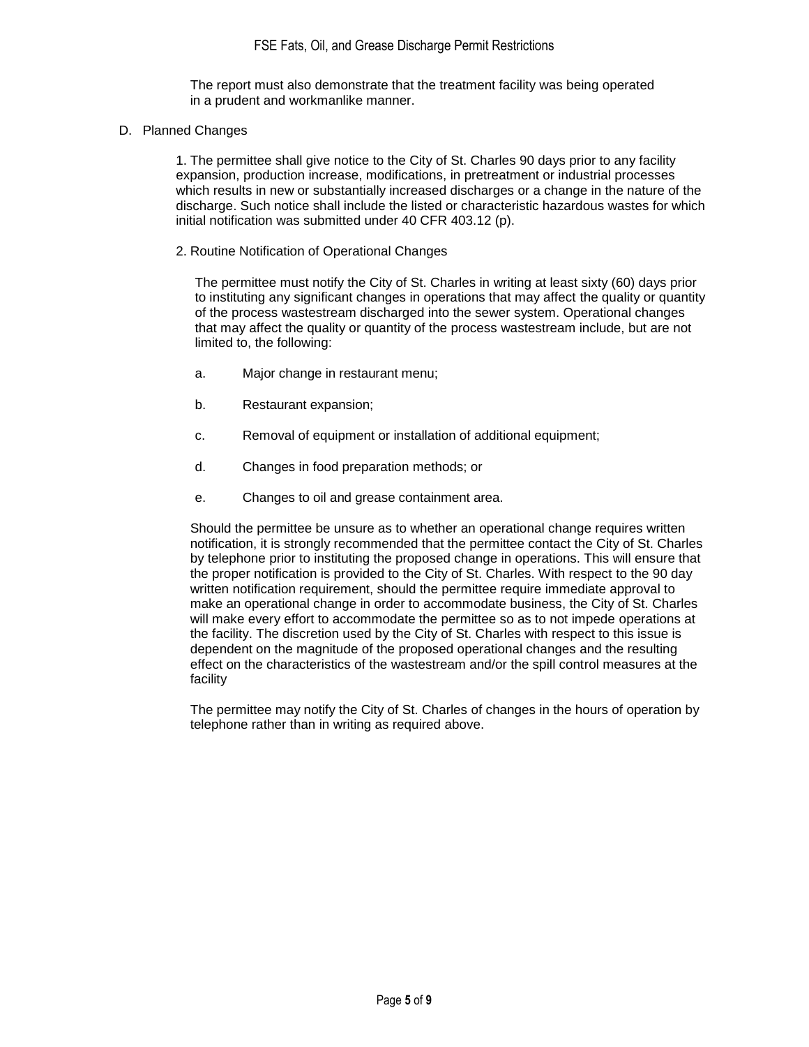The report must also demonstrate that the treatment facility was being operated in a prudent and workmanlike manner.

D. Planned Changes

1. The permittee shall give notice to the City of St. Charles 90 days prior to any facility expansion, production increase, modifications, in pretreatment or industrial processes which results in new or substantially increased discharges or a change in the nature of the discharge. Such notice shall include the listed or characteristic hazardous wastes for which initial notification was submitted under 40 CFR 403.12 (p).

2. Routine Notification of Operational Changes

The permittee must notify the City of St. Charles in writing at least sixty (60) days prior to instituting any significant changes in operations that may affect the quality or quantity of the process wastestream discharged into the sewer system. Operational changes that may affect the quality or quantity of the process wastestream include, but are not limited to, the following:

a. Major change in restaurant menu;

b. Restaurant expansion;

c. Removal of equipment or installation of additional equipment;

d. Changes in food preparation methods; or

e. Changes to oil and grease containment area.

Should the permittee be unsure as to whether an operational change requires written notification, it is strongly recommended that the permittee contact the City of St. Charles by telephone prior to instituting the proposed change in operations. This will ensure that the proper notification is provided to the City of St. Charles. With respect to the 90 day written notification requirement, should the permittee require immediate approval to make an operational change in order to accommodate business, the City of St. Charles will make every effort to accommodate the permittee so as to not impede operations at the facility. The discretion used by the City of St. Charles with respect to this issue is dependent on the magnitude of the proposed operational changes and the resulting effect on the characteristics of the wastestream and/or the spill control measures at the facility

The permittee may notify the City of St. Charles of changes in the hours of operation by telephone rather than in writing as required above.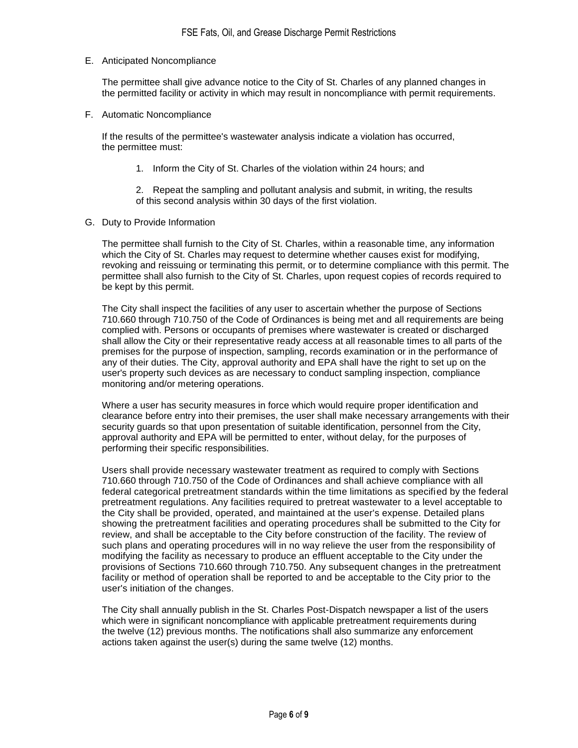E. Anticipated Noncompliance

The permittee shall give advance notice to the City of St. Charles of any planned changes in the permitted facility or activity in which may result in noncompliance with permit requirements.

F. Automatic Noncompliance

If the results of the permittee's wastewater analysis indicate a violation has occurred, the permittee must:

1. Inform the City of St. Charles of the violation within 24 hours; and

2. Repeat the sampling and pollutant analysis and submit, in writing, the results of this second analysis within 30 days of the first violation.

G. Duty to Provide Information

The permittee shall furnish to the City of St. Charles, within a reasonable time, any information which the City of St. Charles may request to determine whether causes exist for modifying, revoking and reissuing or terminating this permit, or to determine compliance with this permit. The permittee shall also furnish to the City of St. Charles, upon request copies of records required to be kept by this permit.

The City shall inspect the facilities of any user to ascertain whether the purpose of Sections 710.660 through 710.750 of the Code of Ordinances is being met and all requirements are being complied with. Persons or occupants of premises where wastewater is created or discharged shall allow the City or their representative ready access at all reasonable times to all parts of the premises for the purpose of inspection, sampling, records examination or in the performance of any of their duties. The City, approval authority and EPA shall have the right to set up on the user's property such devices as are necessary to conduct sampling inspection, compliance monitoring and/or metering operations.

Where a user has security measures in force which would require proper identification and clearance before entry into their premises, the user shall make necessary arrangements with their security guards so that upon presentation of suitable identification, personnel from the City, approval authority and EPA will be permitted to enter, without delay, for the purposes of performing their specific responsibilities.

Users shall provide necessary wastewater treatment as required to comply with Sections 710.660 through 710.750 of the Code of Ordinances and shall achieve compliance with all federal categorical pretreatment standards within the time limitations as specified by the federal pretreatment regulations. Any facilities required to pretreat wastewater to a level acceptable to the City shall be provided, operated, and maintained at the user's expense. Detailed plans showing the pretreatment facilities and operating procedures shall be submitted to the City for review, and shall be acceptable to the City before construction of the facility. The review of such plans and operating procedures will in no way relieve the user from the responsibility of modifying the facility as necessary to produce an effluent acceptable to the City under the provisions of Sections 710.660 through 710.750. Any subsequent changes in the pretreatment facility or method of operation shall be reported to and be acceptable to the City prior to the user's initiation of the changes.

The City shall annually publish in the St. Charles Post-Dispatch newspaper a list of the users which were in significant noncompliance with applicable pretreatment requirements during the twelve (12) previous months. The notifications shall also summarize any enforcement actions taken against the user(s) during the same twelve (12) months.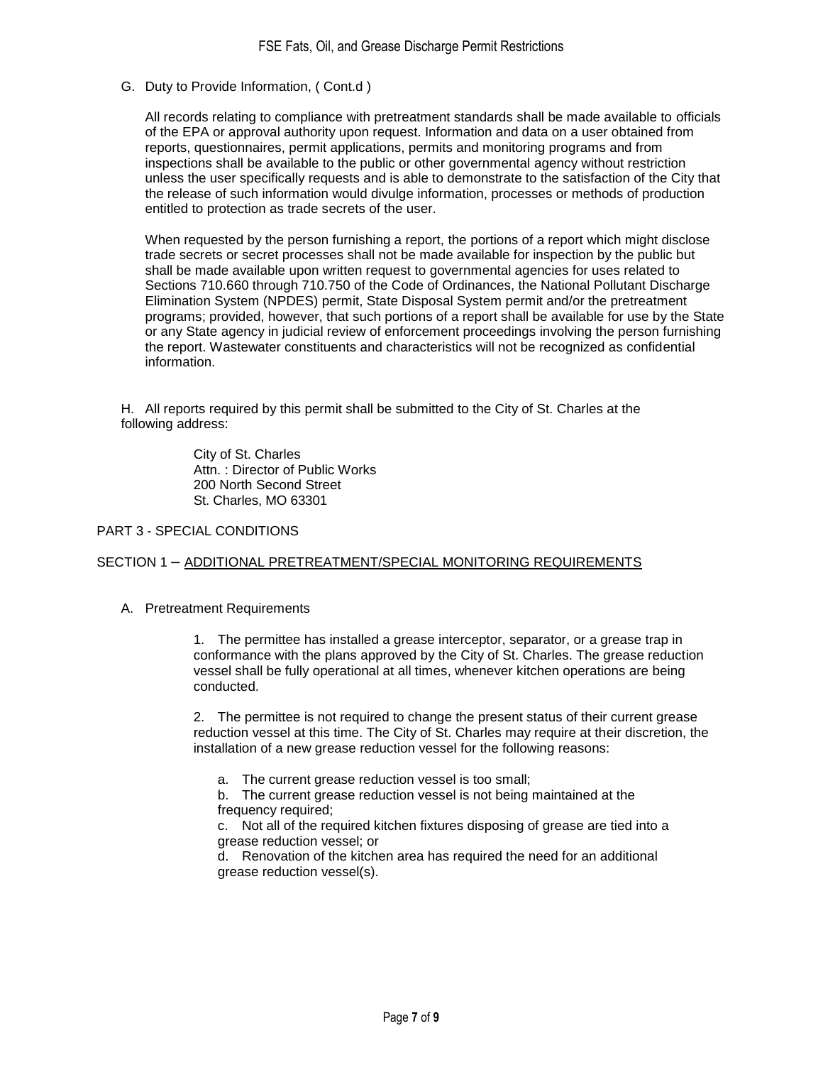G. Duty to Provide Information, ( Cont.d )

All records relating to compliance with pretreatment standards shall be made available to officials of the EPA or approval authority upon request. Information and data on a user obtained from reports, questionnaires, permit applications, permits and monitoring programs and from inspections shall be available to the public or other governmental agency without restriction unless the user specifically requests and is able to demonstrate to the satisfaction of the City that the release of such information would divulge information, processes or methods of production entitled to protection as trade secrets of the user.

When requested by the person furnishing a report, the portions of a report which might disclose trade secrets or secret processes shall not be made available for inspection by the public but shall be made available upon written request to governmental agencies for uses related to Sections 710.660 through 710.750 of the Code of Ordinances, the National Pollutant Discharge Elimination System (NPDES) permit, State Disposal System permit and/or the pretreatment programs; provided, however, that such portions of a report shall be available for use by the State or any State agency in judicial review of enforcement proceedings involving the person furnishing the report. Wastewater constituents and characteristics will not be recognized as confidential information.

H. All reports required by this permit shall be submitted to the City of St. Charles at the following address:

City of St. Charles
Attn. : Director of Public Works
200 North Second Street
St. Charles, MO 63301

PART 3 - SPECIAL CONDITIONS

SECTION 1 – ADDITIONAL PRETREATMENT/SPECIAL MONITORING REQUIREMENTS

A. Pretreatment Requirements

1. The permittee has installed a grease interceptor, separator, or a grease trap in conformance with the plans approved by the City of St. Charles. The grease reduction vessel shall be fully operational at all times, whenever kitchen operations are being conducted.

2. The permittee is not required to change the present status of their current grease reduction vessel at this time. The City of St. Charles may require at their discretion, the installation of a new grease reduction vessel for the following reasons:

a. The current grease reduction vessel is too small;
b. The current grease reduction vessel is not being maintained at the frequency required;
c. Not all of the required kitchen fixtures disposing of grease are tied into a grease reduction vessel; or
d. Renovation of the kitchen area has required the need for an additional grease reduction vessel(s).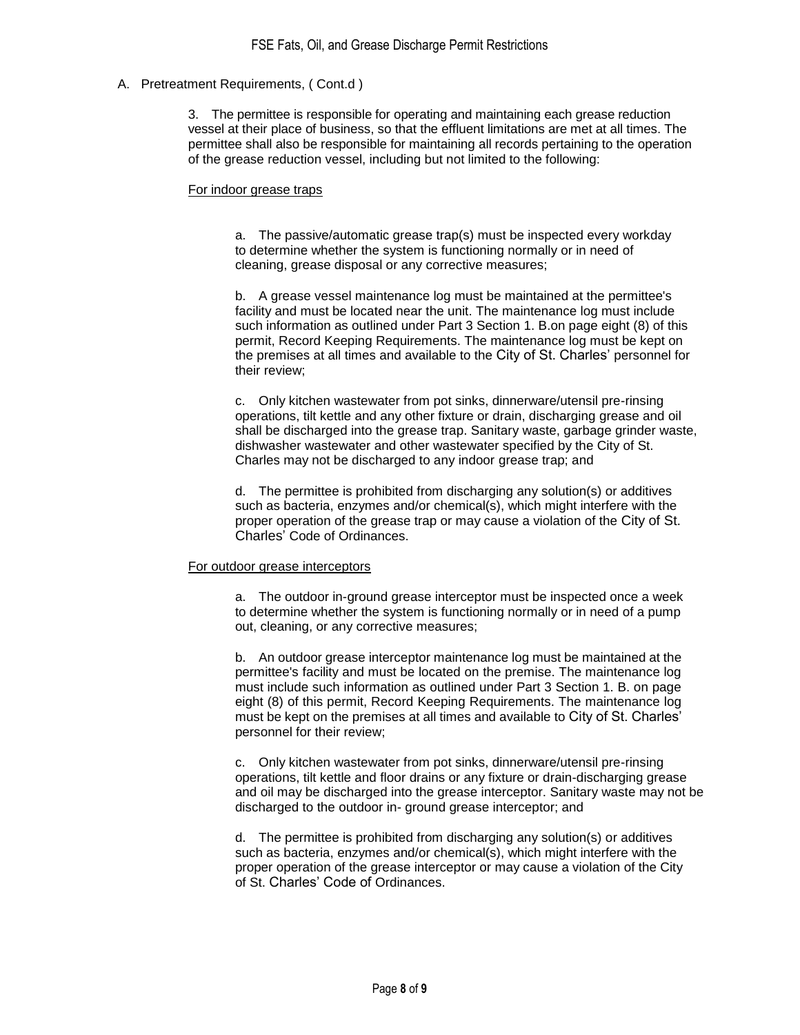A. Pretreatment Requirements, ( Cont.d )

3. The permittee is responsible for operating and maintaining each grease reduction vessel at their place of business, so that the effluent limitations are met at all times. The permittee shall also be responsible for maintaining all records pertaining to the operation of the grease reduction vessel, including but not limited to the following:

<u>For indoor grease traps</u>

a. The passive/automatic grease trap(s) must be inspected every workday to determine whether the system is functioning normally or in need of cleaning, grease disposal or any corrective measures;

b. A grease vessel maintenance log must be maintained at the permittee's facility and must be located near the unit. The maintenance log must include such information as outlined under Part 3 Section 1. B.on page eight (8) of this permit, Record Keeping Requirements. The maintenance log must be kept on the premises at all times and available to the City of St. Charles' personnel for their review;

c. Only kitchen wastewater from pot sinks, dinnerware/utensil pre-rinsing operations, tilt kettle and any other fixture or drain, discharging grease and oil shall be discharged into the grease trap. Sanitary waste, garbage grinder waste, dishwasher wastewater and other wastewater specified by the City of St. Charles may not be discharged to any indoor grease trap; and

d. The permittee is prohibited from discharging any solution(s) or additives such as bacteria, enzymes and/or chemical(s), which might interfere with the proper operation of the grease trap or may cause a violation of the City of St. Charles' Code of Ordinances.

<u>For outdoor grease interceptors</u>

a. The outdoor in-ground grease interceptor must be inspected once a week to determine whether the system is functioning normally or in need of a pump out, cleaning, or any corrective measures;

b. An outdoor grease interceptor maintenance log must be maintained at the permittee's facility and must be located on the premise. The maintenance log must include such information as outlined under Part 3 Section 1. B. on page eight (8) of this permit, Record Keeping Requirements. The maintenance log must be kept on the premises at all times and available to City of St. Charles' personnel for their review;

c. Only kitchen wastewater from pot sinks, dinnerware/utensil pre-rinsing operations, tilt kettle and floor drains or any fixture or drain-discharging grease and oil may be discharged into the grease interceptor. Sanitary waste may not be discharged to the outdoor in- ground grease interceptor; and

d. The permittee is prohibited from discharging any solution(s) or additives such as bacteria, enzymes and/or chemical(s), which might interfere with the proper operation of the grease interceptor or may cause a violation of the City of St. Charles' Code of Ordinances.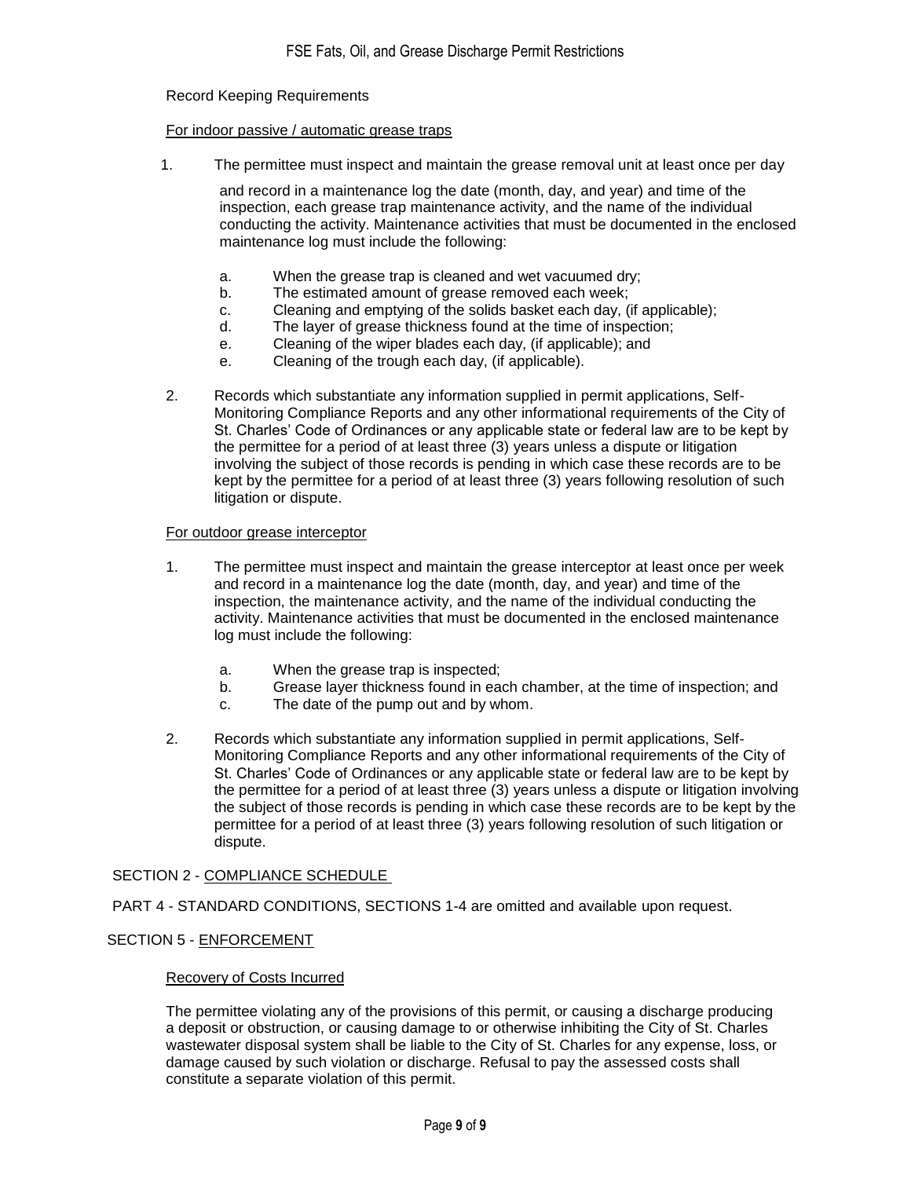Record Keeping Requirements

For indoor passive / automatic grease traps

1. The permittee must inspect and maintain the grease removal unit at least once per day and record in a maintenance log the date (month, day, and year) and time of the inspection, each grease trap maintenance activity, and the name of the individual conducting the activity. Maintenance activities that must be documented in the enclosed maintenance log must include the following:

   a. When the grease trap is cleaned and wet vacuumed dry;
   b. The estimated amount of grease removed each week;
   c. Cleaning and emptying of the solids basket each day, (if applicable);
   d. The layer of grease thickness found at the time of inspection;
   e. Cleaning of the wiper blades each day, (if applicable); and
   e. Cleaning of the trough each day, (if applicable).

2. Records which substantiate any information supplied in permit applications, Self-Monitoring Compliance Reports and any other informational requirements of the City of St. Charles' Code of Ordinances or any applicable state or federal law are to be kept by the permittee for a period of at least three (3) years unless a dispute or litigation involving the subject of those records is pending in which case these records are to be kept by the permittee for a period of at least three (3) years following resolution of such litigation or dispute.

For outdoor grease interceptor

1. The permittee must inspect and maintain the grease interceptor at least once per week and record in a maintenance log the date (month, day, and year) and time of the inspection, the maintenance activity, and the name of the individual conducting the activity. Maintenance activities that must be documented in the enclosed maintenance log must include the following:

   a. When the grease trap is inspected;
   b. Grease layer thickness found in each chamber, at the time of inspection; and
   c. The date of the pump out and by whom.

2. Records which substantiate any information supplied in permit applications, Self-Monitoring Compliance Reports and any other informational requirements of the City of St. Charles' Code of Ordinances or any applicable state or federal law are to be kept by the permittee for a period of at least three (3) years unless a dispute or litigation involving the subject of those records is pending in which case these records are to be kept by the permittee for a period of at least three (3) years following resolution of such litigation or dispute.

SECTION 2 - COMPLIANCE SCHEDULE

PART 4 - STANDARD CONDITIONS, SECTIONS 1-4 are omitted and available upon request.

SECTION 5 - ENFORCEMENT

Recovery of Costs Incurred

The permittee violating any of the provisions of this permit, or causing a discharge producing a deposit or obstruction, or causing damage to or otherwise inhibiting the City of St. Charles wastewater disposal system shall be liable to the City of St. Charles for any expense, loss, or damage caused by such violation or discharge. Refusal to pay the assessed costs shall constitute a separate violation of this permit.